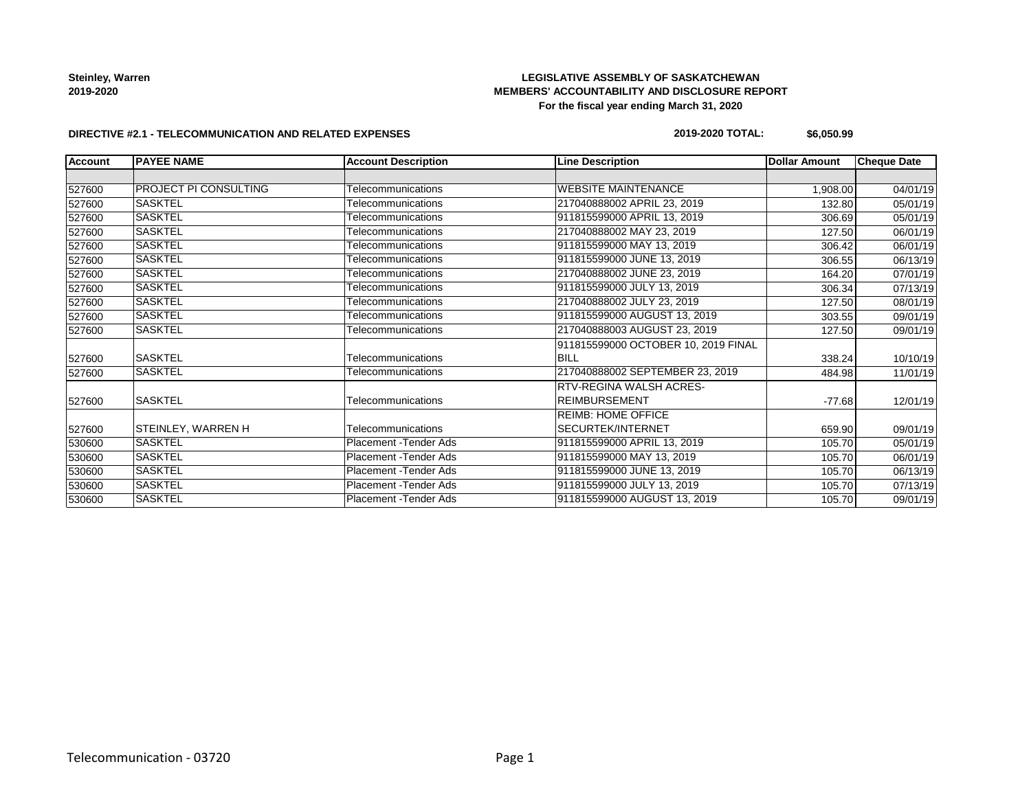**Steinley, Warren**
**2019-2020**

**LEGISLATIVE ASSEMBLY OF SASKATCHEWAN**
**MEMBERS' ACCOUNTABILITY AND DISCLOSURE REPORT**
**For the fiscal year ending March 31, 2020**

**DIRECTIVE #2.1 - TELECOMMUNICATION AND RELATED EXPENSES**

**2019-2020 TOTAL: $6,050.99**

| Account | PAYEE NAME | Account Description | Line Description | Dollar Amount | Cheque Date |
|---|---|---|---|---|---|
| | | | | | |
| 527600 | PROJECT PI CONSULTING | Telecommunications | WEBSITE MAINTENANCE | 1,908.00 | 04/01/19 |
| 527600 | SASKTEL | Telecommunications | 217040888002 APRIL 23, 2019 | 132.80 | 05/01/19 |
| 527600 | SASKTEL | Telecommunications | 911815599000 APRIL 13, 2019 | 306.69 | 05/01/19 |
| 527600 | SASKTEL | Telecommunications | 217040888002 MAY 23, 2019 | 127.50 | 06/01/19 |
| 527600 | SASKTEL | Telecommunications | 911815599000 MAY 13, 2019 | 306.42 | 06/01/19 |
| 527600 | SASKTEL | Telecommunications | 911815599000 JUNE 13, 2019 | 306.55 | 06/13/19 |
| 527600 | SASKTEL | Telecommunications | 217040888002 JUNE 23, 2019 | 164.20 | 07/01/19 |
| 527600 | SASKTEL | Telecommunications | 911815599000 JULY 13, 2019 | 306.34 | 07/13/19 |
| 527600 | SASKTEL | Telecommunications | 217040888002 JULY 23, 2019 | 127.50 | 08/01/19 |
| 527600 | SASKTEL | Telecommunications | 911815599000 AUGUST 13, 2019 | 303.55 | 09/01/19 |
| 527600 | SASKTEL | Telecommunications | 217040888003 AUGUST 23, 2019 | 127.50 | 09/01/19 |
| 527600 | SASKTEL | Telecommunications | 911815599000 OCTOBER 10, 2019 FINAL BILL | 338.24 | 10/10/19 |
| 527600 | SASKTEL | Telecommunications | 217040888002 SEPTEMBER 23, 2019 | 484.98 | 11/01/19 |
| 527600 | SASKTEL | Telecommunications | RTV-REGINA WALSH ACRES-REIMBURSEMENT | -77.68 | 12/01/19 |
| 527600 | STEINLEY, WARREN H | Telecommunications | REIMB: HOME OFFICE SECURTEK/INTERNET | 659.90 | 09/01/19 |
| 530600 | SASKTEL | Placement -Tender Ads | 911815599000 APRIL 13, 2019 | 105.70 | 05/01/19 |
| 530600 | SASKTEL | Placement -Tender Ads | 911815599000 MAY 13, 2019 | 105.70 | 06/01/19 |
| 530600 | SASKTEL | Placement -Tender Ads | 911815599000 JUNE 13, 2019 | 105.70 | 06/13/19 |
| 530600 | SASKTEL | Placement -Tender Ads | 911815599000 JULY 13, 2019 | 105.70 | 07/13/19 |
| 530600 | SASKTEL | Placement -Tender Ads | 911815599000 AUGUST 13, 2019 | 105.70 | 09/01/19 |

Telecommunication - 03720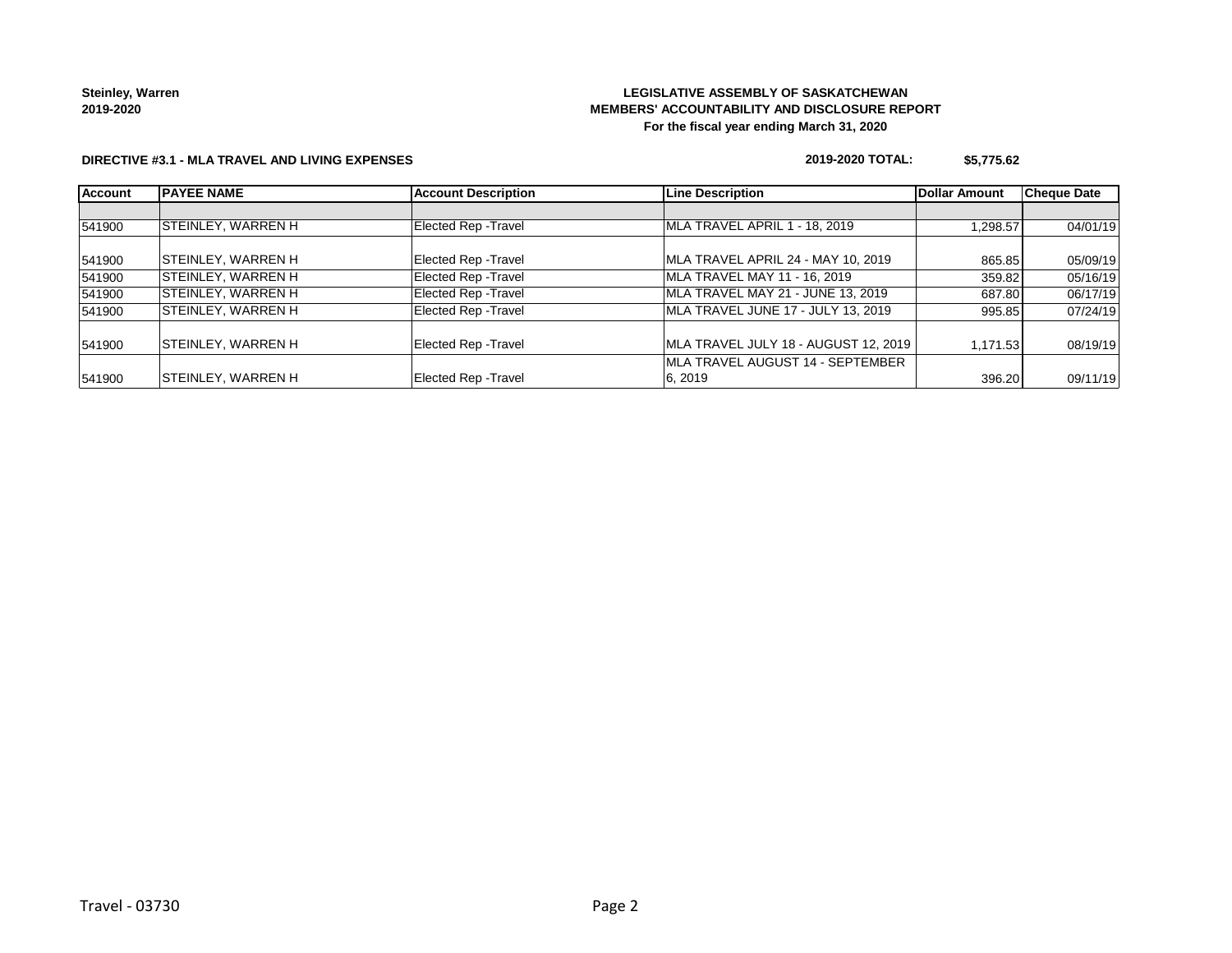Steinley, Warren
2019-2020

**LEGISLATIVE ASSEMBLY OF SASKATCHEWAN**
**MEMBERS' ACCOUNTABILITY AND DISCLOSURE REPORT**
**For the fiscal year ending March 31, 2020**

**DIRECTIVE #3.1 - MLA TRAVEL AND LIVING EXPENSES**

**2019-2020 TOTAL: $5,775.62**

| Account | PAYEE NAME | Account Description | Line Description | Dollar Amount | Cheque Date |
|---|---|---|---|---|---|
| | | | | | |
| 541900 | STEINLEY, WARREN H | Elected Rep -Travel | MLA TRAVEL APRIL 1 - 18, 2019 | 1,298.57 | 04/01/19 |
| 541900 | STEINLEY, WARREN H | Elected Rep -Travel | MLA TRAVEL APRIL 24 - MAY 10, 2019 | 865.85 | 05/09/19 |
| 541900 | STEINLEY, WARREN H | Elected Rep -Travel | MLA TRAVEL MAY 11 - 16, 2019 | 359.82 | 05/16/19 |
| 541900 | STEINLEY, WARREN H | Elected Rep -Travel | MLA TRAVEL MAY 21 - JUNE 13, 2019 | 687.80 | 06/17/19 |
| 541900 | STEINLEY, WARREN H | Elected Rep -Travel | MLA TRAVEL JUNE 17 - JULY 13, 2019 | 995.85 | 07/24/19 |
| 541900 | STEINLEY, WARREN H | Elected Rep -Travel | MLA TRAVEL JULY 18 - AUGUST 12, 2019 | 1,171.53 | 08/19/19 |
| 541900 | STEINLEY, WARREN H | Elected Rep -Travel | MLA TRAVEL AUGUST 14 - SEPTEMBER 6, 2019 | 396.20 | 09/11/19 |

Travel - 03730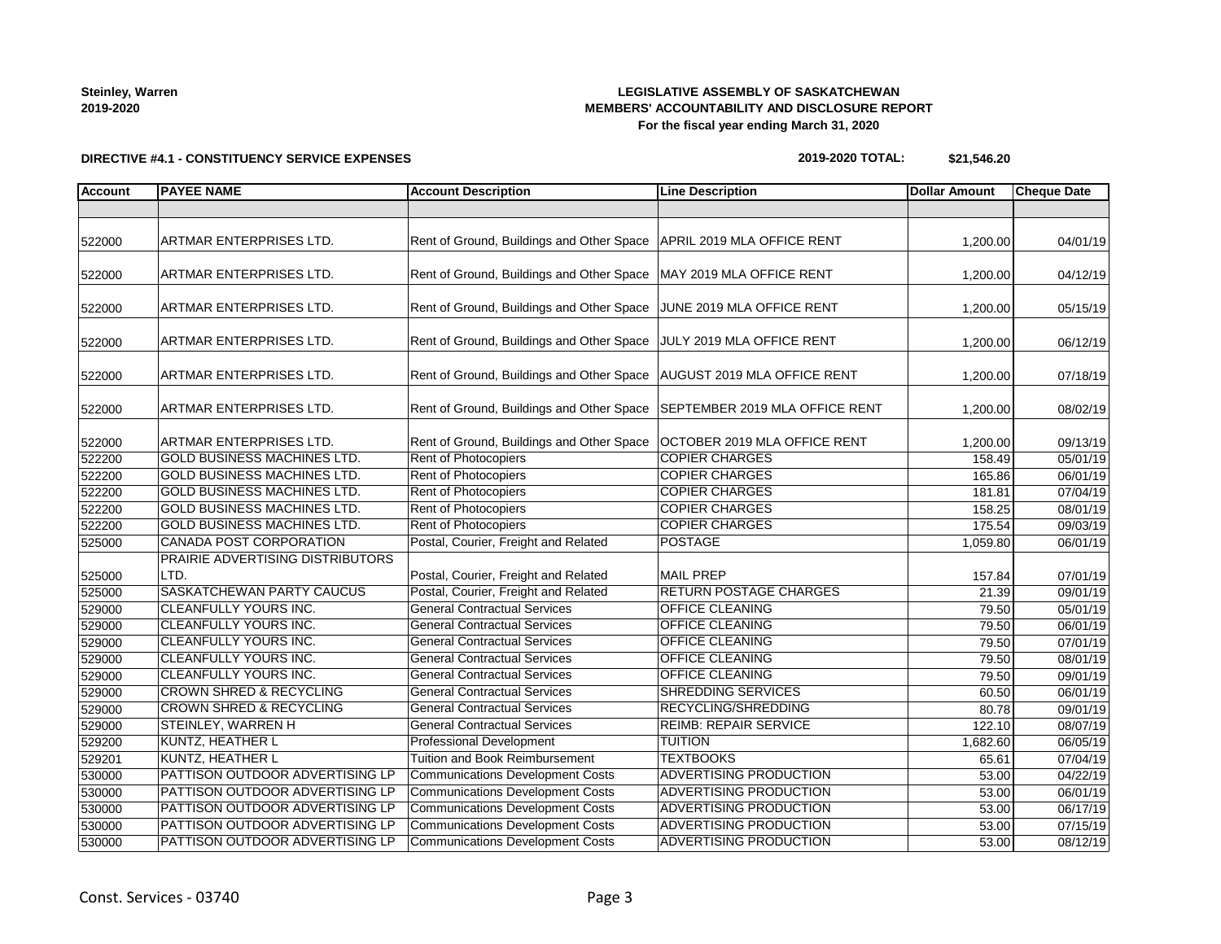**Steinley, Warren**
**2019-2020**

**LEGISLATIVE ASSEMBLY OF SASKATCHEWAN**
**MEMBERS' ACCOUNTABILITY AND DISCLOSURE REPORT**
**For the fiscal year ending March 31, 2020**

**DIRECTIVE #4.1 - CONSTITUENCY SERVICE EXPENSES**

**2019-2020 TOTAL: $21,546.20**

| Account | PAYEE NAME | Account Description | Line Description | Dollar Amount | Cheque Date |
|---|---|---|---|---|---|
| | | | | | |
| 522000 | ARTMAR ENTERPRISES LTD. | Rent of Ground, Buildings and Other Space | APRIL 2019 MLA OFFICE RENT | 1,200.00 | 04/01/19 |
| 522000 | ARTMAR ENTERPRISES LTD. | Rent of Ground, Buildings and Other Space | MAY 2019 MLA OFFICE RENT | 1,200.00 | 04/12/19 |
| 522000 | ARTMAR ENTERPRISES LTD. | Rent of Ground, Buildings and Other Space | JUNE 2019 MLA OFFICE RENT | 1,200.00 | 05/15/19 |
| 522000 | ARTMAR ENTERPRISES LTD. | Rent of Ground, Buildings and Other Space | JULY 2019 MLA OFFICE RENT | 1,200.00 | 06/12/19 |
| 522000 | ARTMAR ENTERPRISES LTD. | Rent of Ground, Buildings and Other Space | AUGUST 2019 MLA OFFICE RENT | 1,200.00 | 07/18/19 |
| 522000 | ARTMAR ENTERPRISES LTD. | Rent of Ground, Buildings and Other Space | SEPTEMBER 2019 MLA OFFICE RENT | 1,200.00 | 08/02/19 |
| 522000 | ARTMAR ENTERPRISES LTD. | Rent of Ground, Buildings and Other Space | OCTOBER 2019 MLA OFFICE RENT | 1,200.00 | 09/13/19 |
| 522200 | GOLD BUSINESS MACHINES LTD. | Rent of Photocopiers | COPIER CHARGES | 158.49 | 05/01/19 |
| 522200 | GOLD BUSINESS MACHINES LTD. | Rent of Photocopiers | COPIER CHARGES | 165.86 | 06/01/19 |
| 522200 | GOLD BUSINESS MACHINES LTD. | Rent of Photocopiers | COPIER CHARGES | 181.81 | 07/04/19 |
| 522200 | GOLD BUSINESS MACHINES LTD. | Rent of Photocopiers | COPIER CHARGES | 158.25 | 08/01/19 |
| 522200 | GOLD BUSINESS MACHINES LTD. | Rent of Photocopiers | COPIER CHARGES | 175.54 | 09/03/19 |
| 525000 | CANADA POST CORPORATION | Postal, Courier, Freight and Related | POSTAGE | 1,059.80 | 06/01/19 |
| 525000 | PRAIRIE ADVERTISING DISTRIBUTORS LTD. | Postal, Courier, Freight and Related | MAIL PREP | 157.84 | 07/01/19 |
| 525000 | SASKATCHEWAN PARTY CAUCUS | Postal, Courier, Freight and Related | RETURN POSTAGE CHARGES | 21.39 | 09/01/19 |
| 529000 | CLEANFULLY YOURS INC. | General Contractual Services | OFFICE CLEANING | 79.50 | 05/01/19 |
| 529000 | CLEANFULLY YOURS INC. | General Contractual Services | OFFICE CLEANING | 79.50 | 06/01/19 |
| 529000 | CLEANFULLY YOURS INC. | General Contractual Services | OFFICE CLEANING | 79.50 | 07/01/19 |
| 529000 | CLEANFULLY YOURS INC. | General Contractual Services | OFFICE CLEANING | 79.50 | 08/01/19 |
| 529000 | CLEANFULLY YOURS INC. | General Contractual Services | OFFICE CLEANING | 79.50 | 09/01/19 |
| 529000 | CROWN SHRED & RECYCLING | General Contractual Services | SHREDDING SERVICES | 60.50 | 06/01/19 |
| 529000 | CROWN SHRED & RECYCLING | General Contractual Services | RECYCLING/SHREDDING | 80.78 | 09/01/19 |
| 529000 | STEINLEY, WARREN H | General Contractual Services | REIMB: REPAIR SERVICE | 122.10 | 08/07/19 |
| 529200 | KUNTZ, HEATHER L | Professional Development | TUITION | 1,682.60 | 06/05/19 |
| 529201 | KUNTZ, HEATHER L | Tuition and Book Reimbursement | TEXTBOOKS | 65.61 | 07/04/19 |
| 530000 | PATTISON OUTDOOR ADVERTISING LP | Communications Development Costs | ADVERTISING PRODUCTION | 53.00 | 04/22/19 |
| 530000 | PATTISON OUTDOOR ADVERTISING LP | Communications Development Costs | ADVERTISING PRODUCTION | 53.00 | 06/01/19 |
| 530000 | PATTISON OUTDOOR ADVERTISING LP | Communications Development Costs | ADVERTISING PRODUCTION | 53.00 | 06/17/19 |
| 530000 | PATTISON OUTDOOR ADVERTISING LP | Communications Development Costs | ADVERTISING PRODUCTION | 53.00 | 07/15/19 |
| 530000 | PATTISON OUTDOOR ADVERTISING LP | Communications Development Costs | ADVERTISING PRODUCTION | 53.00 | 08/12/19 |

Const. Services - 03740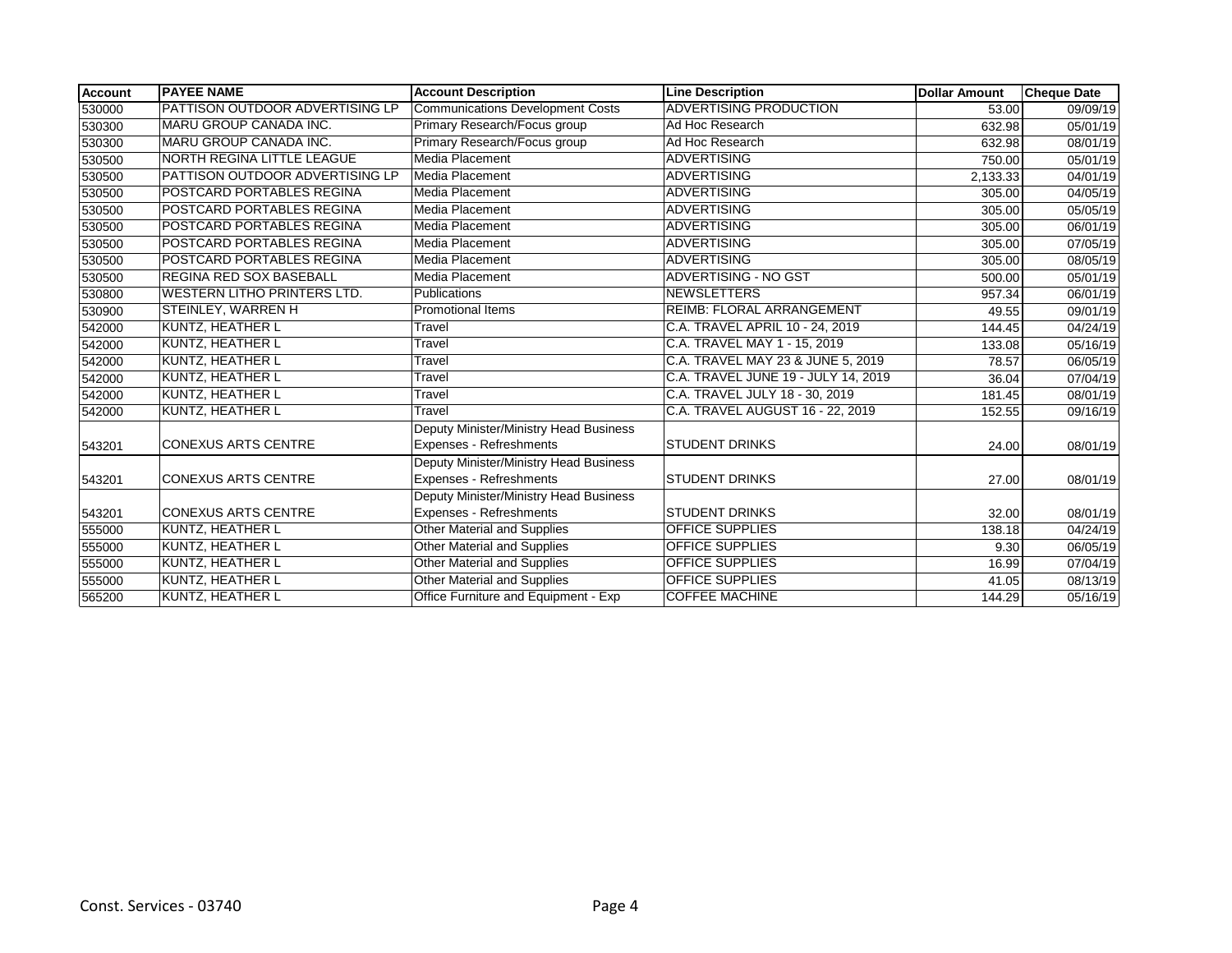| Account | PAYEE NAME | Account Description | Line Description | Dollar Amount | Cheque Date |
|---|---|---|---|---|---|
| 530000 | PATTISON OUTDOOR ADVERTISING LP | Communications Development Costs | ADVERTISING PRODUCTION | 53.00 | 09/09/19 |
| 530300 | MARU GROUP CANADA INC. | Primary Research/Focus group | Ad Hoc Research | 632.98 | 05/01/19 |
| 530300 | MARU GROUP CANADA INC. | Primary Research/Focus group | Ad Hoc Research | 632.98 | 08/01/19 |
| 530500 | NORTH REGINA LITTLE LEAGUE | Media Placement | ADVERTISING | 750.00 | 05/01/19 |
| 530500 | PATTISON OUTDOOR ADVERTISING LP | Media Placement | ADVERTISING | 2,133.33 | 04/01/19 |
| 530500 | POSTCARD PORTABLES REGINA | Media Placement | ADVERTISING | 305.00 | 04/05/19 |
| 530500 | POSTCARD PORTABLES REGINA | Media Placement | ADVERTISING | 305.00 | 05/05/19 |
| 530500 | POSTCARD PORTABLES REGINA | Media Placement | ADVERTISING | 305.00 | 06/01/19 |
| 530500 | POSTCARD PORTABLES REGINA | Media Placement | ADVERTISING | 305.00 | 07/05/19 |
| 530500 | POSTCARD PORTABLES REGINA | Media Placement | ADVERTISING | 305.00 | 08/05/19 |
| 530500 | REGINA RED SOX BASEBALL | Media Placement | ADVERTISING - NO GST | 500.00 | 05/01/19 |
| 530800 | WESTERN LITHO PRINTERS LTD. | Publications | NEWSLETTERS | 957.34 | 06/01/19 |
| 530900 | STEINLEY, WARREN H | Promotional Items | REIMB: FLORAL ARRANGEMENT | 49.55 | 09/01/19 |
| 542000 | KUNTZ, HEATHER L | Travel | C.A. TRAVEL APRIL 10 - 24, 2019 | 144.45 | 04/24/19 |
| 542000 | KUNTZ, HEATHER L | Travel | C.A. TRAVEL MAY 1 - 15, 2019 | 133.08 | 05/16/19 |
| 542000 | KUNTZ, HEATHER L | Travel | C.A. TRAVEL MAY 23 & JUNE 5, 2019 | 78.57 | 06/05/19 |
| 542000 | KUNTZ, HEATHER L | Travel | C.A. TRAVEL JUNE 19 - JULY 14, 2019 | 36.04 | 07/04/19 |
| 542000 | KUNTZ, HEATHER L | Travel | C.A. TRAVEL JULY 18 - 30, 2019 | 181.45 | 08/01/19 |
| 542000 | KUNTZ, HEATHER L | Travel | C.A. TRAVEL AUGUST 16 - 22, 2019 | 152.55 | 09/16/19 |
| 543201 | CONEXUS ARTS CENTRE | Deputy Minister/Ministry Head Business Expenses - Refreshments | STUDENT DRINKS | 24.00 | 08/01/19 |
| 543201 | CONEXUS ARTS CENTRE | Deputy Minister/Ministry Head Business Expenses - Refreshments | STUDENT DRINKS | 27.00 | 08/01/19 |
| 543201 | CONEXUS ARTS CENTRE | Deputy Minister/Ministry Head Business Expenses - Refreshments | STUDENT DRINKS | 32.00 | 08/01/19 |
| 555000 | KUNTZ, HEATHER L | Other Material and Supplies | OFFICE SUPPLIES | 138.18 | 04/24/19 |
| 555000 | KUNTZ, HEATHER L | Other Material and Supplies | OFFICE SUPPLIES | 9.30 | 06/05/19 |
| 555000 | KUNTZ, HEATHER L | Other Material and Supplies | OFFICE SUPPLIES | 16.99 | 07/04/19 |
| 555000 | KUNTZ, HEATHER L | Other Material and Supplies | OFFICE SUPPLIES | 41.05 | 08/13/19 |
| 565200 | KUNTZ, HEATHER L | Office Furniture and Equipment - Exp | COFFEE MACHINE | 144.29 | 05/16/19 |

Const. Services - 03740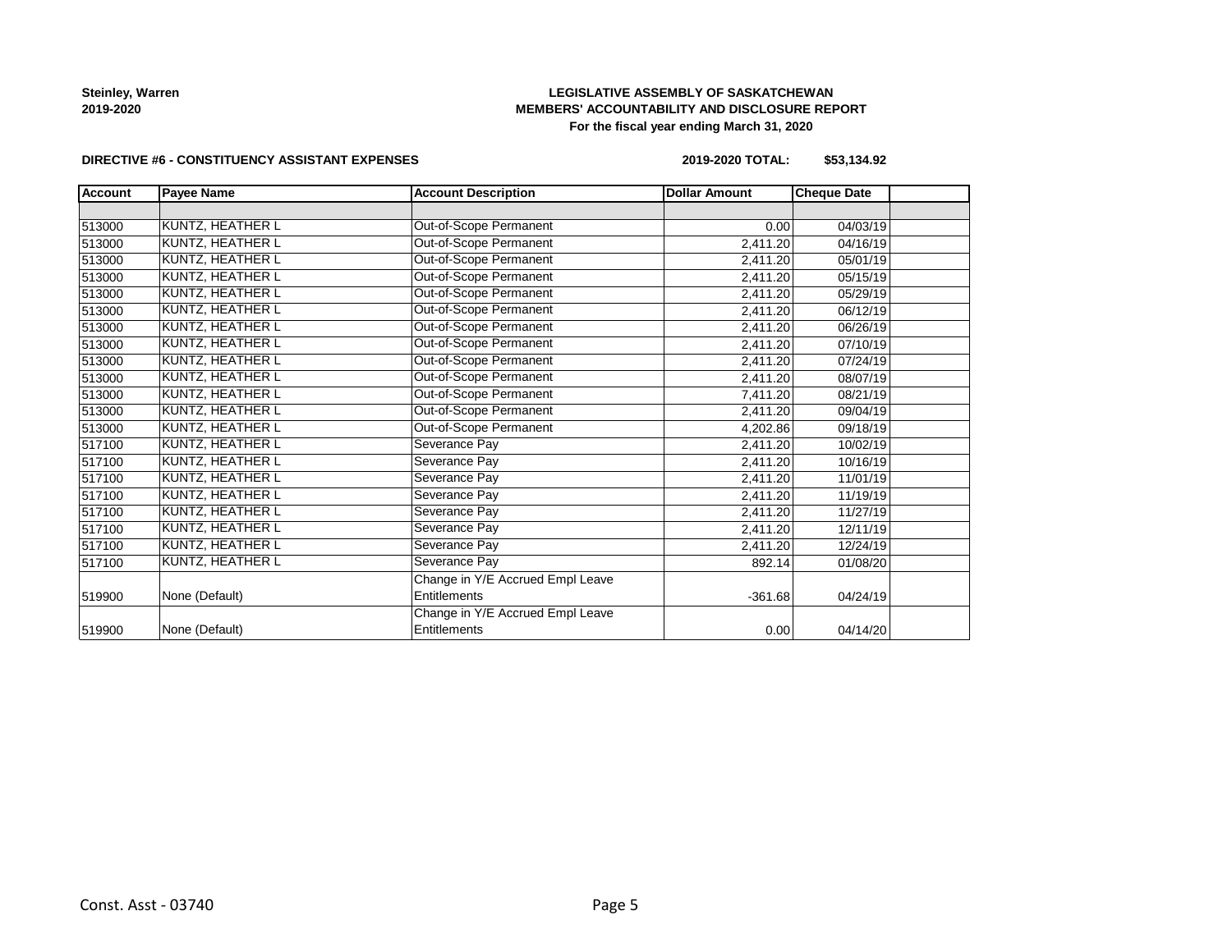**LEGISLATIVE ASSEMBLY OF SASKATCHEWAN**
**MEMBERS' ACCOUNTABILITY AND DISCLOSURE REPORT**
**For the fiscal year ending March 31, 2020**

**Steinley, Warren**
**2019-2020**

**DIRECTIVE #6 - CONSTITUENCY ASSISTANT EXPENSES**

**2019-2020 TOTAL: $53,134.92**

| Account | Payee Name | Account Description | Dollar Amount | Cheque Date | |
|---|---|---|---|---|---|
| | | | | | |
| 513000 | KUNTZ, HEATHER L | Out-of-Scope Permanent | 0.00 | 04/03/19 | |
| 513000 | KUNTZ, HEATHER L | Out-of-Scope Permanent | 2,411.20 | 04/16/19 | |
| 513000 | KUNTZ, HEATHER L | Out-of-Scope Permanent | 2,411.20 | 05/01/19 | |
| 513000 | KUNTZ, HEATHER L | Out-of-Scope Permanent | 2,411.20 | 05/15/19 | |
| 513000 | KUNTZ, HEATHER L | Out-of-Scope Permanent | 2,411.20 | 05/29/19 | |
| 513000 | KUNTZ, HEATHER L | Out-of-Scope Permanent | 2,411.20 | 06/12/19 | |
| 513000 | KUNTZ, HEATHER L | Out-of-Scope Permanent | 2,411.20 | 06/26/19 | |
| 513000 | KUNTZ, HEATHER L | Out-of-Scope Permanent | 2,411.20 | 07/10/19 | |
| 513000 | KUNTZ, HEATHER L | Out-of-Scope Permanent | 2,411.20 | 07/24/19 | |
| 513000 | KUNTZ, HEATHER L | Out-of-Scope Permanent | 2,411.20 | 08/07/19 | |
| 513000 | KUNTZ, HEATHER L | Out-of-Scope Permanent | 7,411.20 | 08/21/19 | |
| 513000 | KUNTZ, HEATHER L | Out-of-Scope Permanent | 2,411.20 | 09/04/19 | |
| 513000 | KUNTZ, HEATHER L | Out-of-Scope Permanent | 4,202.86 | 09/18/19 | |
| 517100 | KUNTZ, HEATHER L | Severance Pay | 2,411.20 | 10/02/19 | |
| 517100 | KUNTZ, HEATHER L | Severance Pay | 2,411.20 | 10/16/19 | |
| 517100 | KUNTZ, HEATHER L | Severance Pay | 2,411.20 | 11/01/19 | |
| 517100 | KUNTZ, HEATHER L | Severance Pay | 2,411.20 | 11/19/19 | |
| 517100 | KUNTZ, HEATHER L | Severance Pay | 2,411.20 | 11/27/19 | |
| 517100 | KUNTZ, HEATHER L | Severance Pay | 2,411.20 | 12/11/19 | |
| 517100 | KUNTZ, HEATHER L | Severance Pay | 2,411.20 | 12/24/19 | |
| 517100 | KUNTZ, HEATHER L | Severance Pay | 892.14 | 01/08/20 | |
| 519900 | None (Default) | Change in Y/E Accrued Empl Leave Entitlements | -361.68 | 04/24/19 | |
| 519900 | None (Default) | Change in Y/E Accrued Empl Leave Entitlements | 0.00 | 04/14/20 | |

Const. Asst - 03740